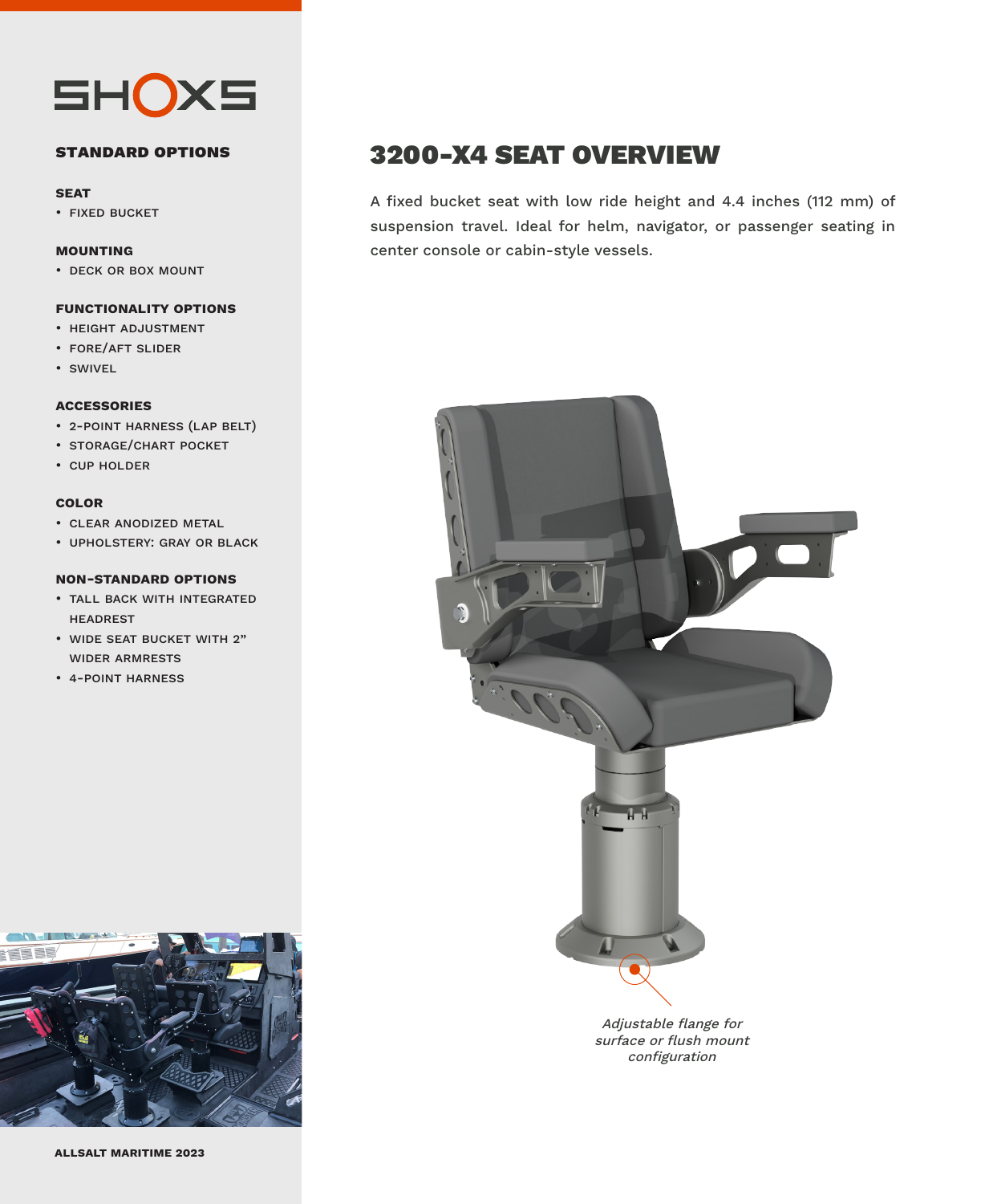SHOXS

## STANDARD OPTIONS

### SEAT

- FIXED BUCKET

### MOUNTING

- DECK OR BOX MOUNT

### FUNCTIONALITY OPTIONS

- HEIGHT ADJUSTMENT
- FORE/AFT SLIDER
- SWIVEL

### ACCESSORIES

- 2-POINT HARNESS (LAP BELT)
- STORAGE/CHART POCKET
- CUP HOLDER

### COLOR

- CLEAR ANODIZED METAL
- UPHOLSTERY: GRAY OR BLACK

### NON-STANDARD OPTIONS

- TALL BACK WITH INTEGRATED HEADREST
- WIDE SEAT BUCKET WITH 2" WIDER ARMRESTS
- 4-POINT HARNESS

ALLSALT MARITIME 2023

# 3200-X4 SEAT OVERVIEW

A fixed bucket seat with low ride height and 4.4 inches (112 mm) of suspension travel. Ideal for helm, navigator, or passenger seating in center console or cabin-style vessels.

*Adjustable flange for surface or flush mount configuration*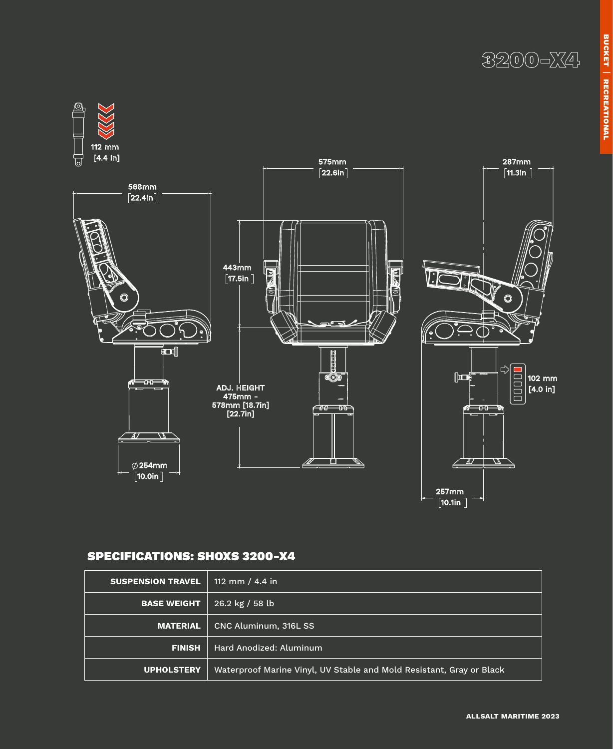# 3200-X4

BUCKET | RECREATIONAL

112 mm [4.4 in]

568mm [22.4in]

575mm [22.6in]

287mm [11.3in]

443mm [17.5in]

ADJ. HEIGHT 475mm - 578mm [18.7in] [22.7in]

102 mm [4.0 in]

∅254mm [10.0in]

257mm [10.1in]

## SPECIFICATIONS: SHOXS 3200-X4

| | |
|---|---|
| **SUSPENSION TRAVEL** | 112 mm / 4.4 in |
| **BASE WEIGHT** | 26.2 kg / 58 lb |
| **MATERIAL** | CNC Aluminum, 316L SS |
| **FINISH** | Hard Anodized: Aluminum |
| **UPHOLSTERY** | Waterproof Marine Vinyl, UV Stable and Mold Resistant, Gray or Black |

ALLSALT MARITIME 2023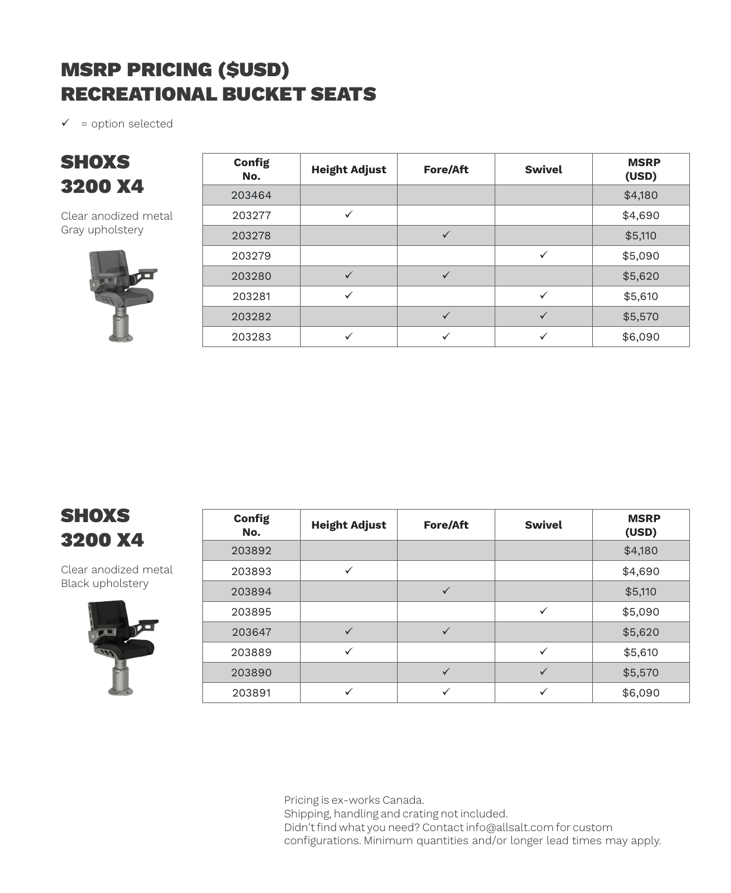# MSRP PRICING ($USD)
# RECREATIONAL BUCKET SEATS

✓ = option selected

## SHOXS 3200 X4

Clear anodized metal
Gray upholstery

| Config No. | Height Adjust | Fore/Aft | Swivel | MSRP (USD) |
|---|---|---|---|---|
| 203464 | | | | $4,180 |
| 203277 | ✓ | | | $4,690 |
| 203278 | | ✓ | | $5,110 |
| 203279 | | | ✓ | $5,090 |
| 203280 | ✓ | ✓ | | $5,620 |
| 203281 | ✓ | | ✓ | $5,610 |
| 203282 | | ✓ | ✓ | $5,570 |
| 203283 | ✓ | ✓ | ✓ | $6,090 |

## SHOXS 3200 X4

Clear anodized metal
Black upholstery

| Config No. | Height Adjust | Fore/Aft | Swivel | MSRP (USD) |
|---|---|---|---|---|
| 203892 | | | | $4,180 |
| 203893 | ✓ | | | $4,690 |
| 203894 | | ✓ | | $5,110 |
| 203895 | | | ✓ | $5,090 |
| 203647 | ✓ | ✓ | | $5,620 |
| 203889 | ✓ | | ✓ | $5,610 |
| 203890 | | ✓ | ✓ | $5,570 |
| 203891 | ✓ | ✓ | ✓ | $6,090 |

Pricing is ex-works Canada.
Shipping, handling and crating not included.
Didn't find what you need? Contact info@allsalt.com for custom configurations. Minimum quantities and/or longer lead times may apply.